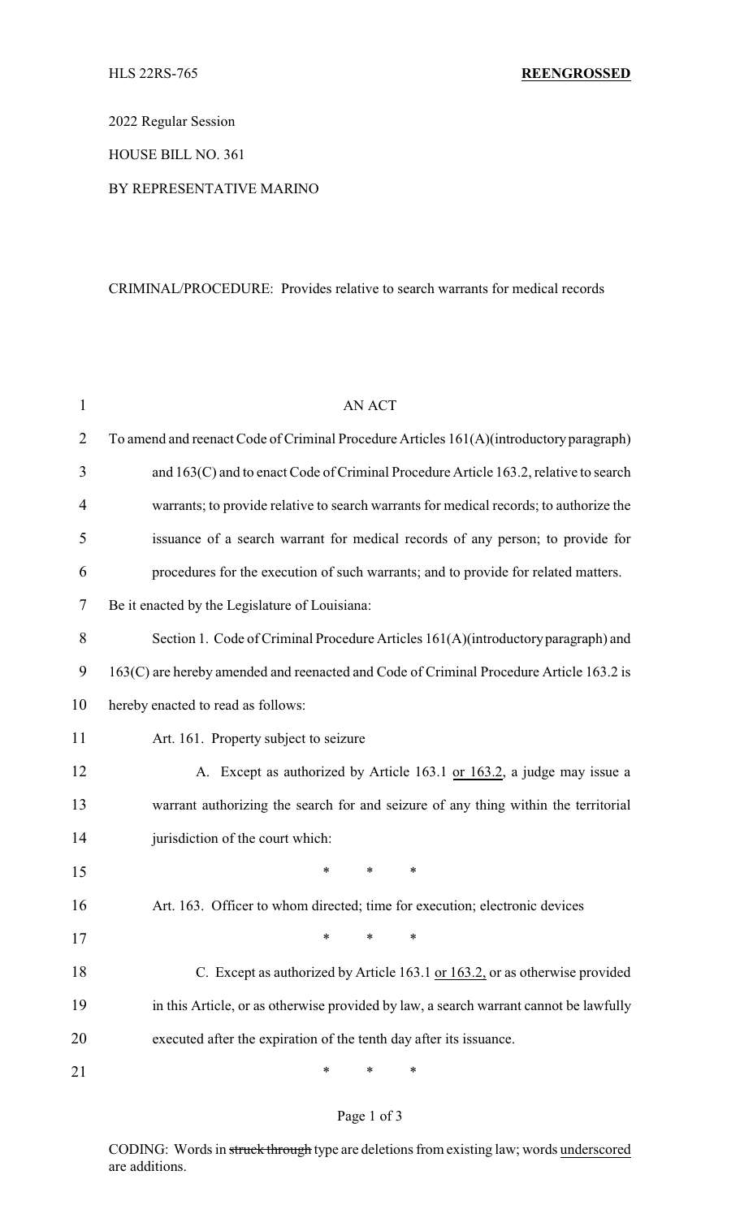HLS 22RS-765 **REENGROSSED**

2022 Regular Session

HOUSE BILL NO. 361

BY REPRESENTATIVE MARINO

CRIMINAL/PROCEDURE: Provides relative to search warrants for medical records

AN ACT

To amend and reenact Code of Criminal Procedure Articles 161(A)(introductory paragraph) and 163(C) and to enact Code of Criminal Procedure Article 163.2, relative to search warrants; to provide relative to search warrants for medical records; to authorize the issuance of a search warrant for medical records of any person; to provide for procedures for the execution of such warrants; and to provide for related matters.

Be it enacted by the Legislature of Louisiana:

Section 1. Code of Criminal Procedure Articles 161(A)(introductory paragraph) and 163(C) are hereby amended and reenacted and Code of Criminal Procedure Article 163.2 is hereby enacted to read as follows:

Art. 161. Property subject to seizure

A. Except as authorized by Article 163.1 <u>or 163.2</u>, a judge may issue a warrant authorizing the search for and seizure of any thing within the territorial jurisdiction of the court which:

\* \* \*

Art. 163. Officer to whom directed; time for execution; electronic devices

\* \* \*

C. Except as authorized by Article 163.1 <u>or 163.2,</u> or as otherwise provided in this Article, or as otherwise provided by law, a search warrant cannot be lawfully executed after the expiration of the tenth day after its issuance.

\* \* \*

CODING: Words in ~~struck through~~ type are deletions from existing law; words <u>underscored</u> are additions.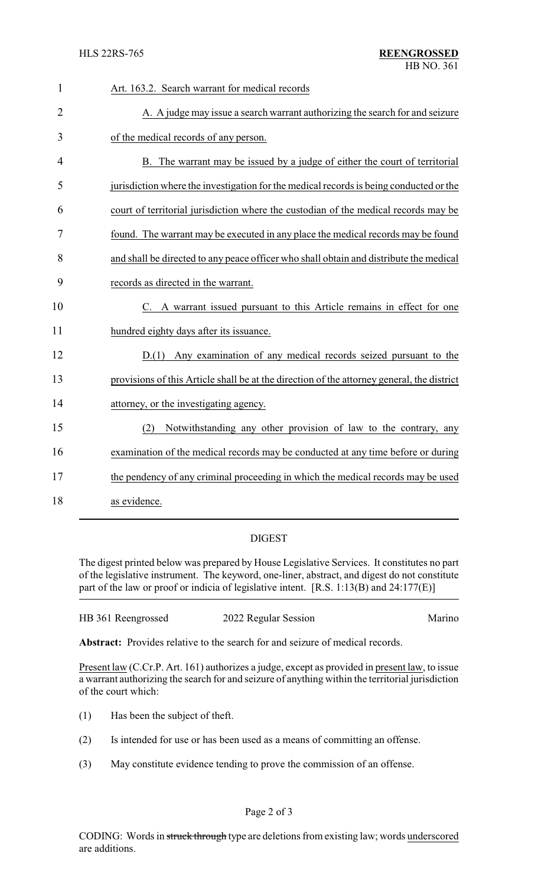Art. 163.2. Search warrant for medical records

A. A judge may issue a search warrant authorizing the search for and seizure of the medical records of any person.

B. The warrant may be issued by a judge of either the court of territorial jurisdiction where the investigation for the medical records is being conducted or the court of territorial jurisdiction where the custodian of the medical records may be found. The warrant may be executed in any place the medical records may be found and shall be directed to any peace officer who shall obtain and distribute the medical records as directed in the warrant.

C. A warrant issued pursuant to this Article remains in effect for one hundred eighty days after its issuance.

D.(1) Any examination of any medical records seized pursuant to the provisions of this Article shall be at the direction of the attorney general, the district attorney, or the investigating agency.

(2) Notwithstanding any other provision of law to the contrary, any examination of the medical records may be conducted at any time before or during the pendency of any criminal proceeding in which the medical records may be used as evidence.

## DIGEST

The digest printed below was prepared by House Legislative Services. It constitutes no part of the legislative instrument. The keyword, one-liner, abstract, and digest do not constitute part of the law or proof or indicia of legislative intent. [R.S. 1:13(B) and 24:177(E)]

HB 361 Reengrossed 2022 Regular Session Marino

**Abstract:** Provides relative to the search for and seizure of medical records.

Present law (C.Cr.P. Art. 161) authorizes a judge, except as provided in present law, to issue a warrant authorizing the search for and seizure of anything within the territorial jurisdiction of the court which:

(1) Has been the subject of theft.

(2) Is intended for use or has been used as a means of committing an offense.

(3) May constitute evidence tending to prove the commission of an offense.

CODING: Words in ~~struck through~~ type are deletions from existing law; words underscored are additions.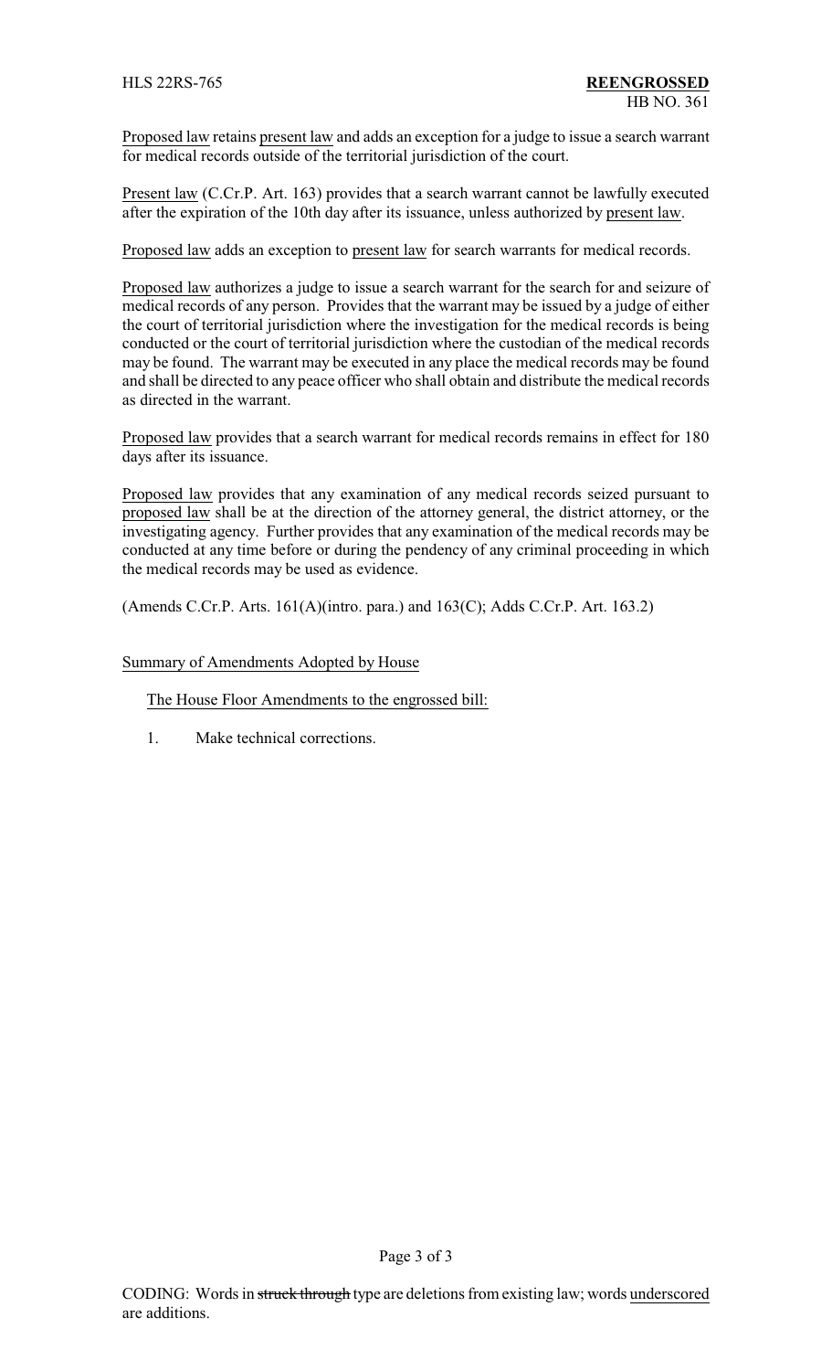Proposed law retains present law and adds an exception for a judge to issue a search warrant for medical records outside of the territorial jurisdiction of the court.

Present law (C.Cr.P. Art. 163) provides that a search warrant cannot be lawfully executed after the expiration of the 10th day after its issuance, unless authorized by present law.

Proposed law adds an exception to present law for search warrants for medical records.

Proposed law authorizes a judge to issue a search warrant for the search for and seizure of medical records of any person. Provides that the warrant may be issued by a judge of either the court of territorial jurisdiction where the investigation for the medical records is being conducted or the court of territorial jurisdiction where the custodian of the medical records may be found. The warrant may be executed in any place the medical records may be found and shall be directed to any peace officer who shall obtain and distribute the medical records as directed in the warrant.

Proposed law provides that a search warrant for medical records remains in effect for 180 days after its issuance.

Proposed law provides that any examination of any medical records seized pursuant to proposed law shall be at the direction of the attorney general, the district attorney, or the investigating agency. Further provides that any examination of the medical records may be conducted at any time before or during the pendency of any criminal proceeding in which the medical records may be used as evidence.

(Amends C.Cr.P. Arts. 161(A)(intro. para.) and 163(C); Adds C.Cr.P. Art. 163.2)

Summary of Amendments Adopted by House

The House Floor Amendments to the engrossed bill:

1. Make technical corrections.

CODING: Words in ~~struck through~~ type are deletions from existing law; words underscored are additions.